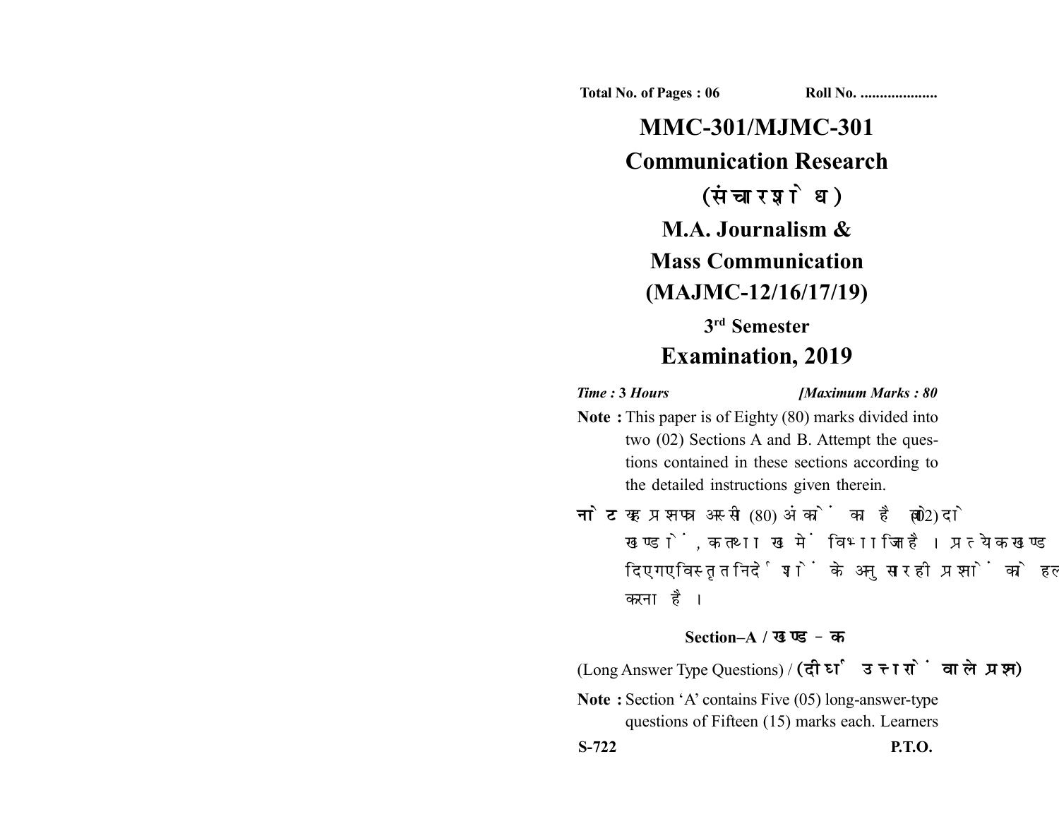Total No. of Pages : 06 Roll No. ....................

# MMC-301/MJMC-301

# Communication Research

## (संचार शोध)

## M.A. Journalism & Mass Communication (MAJMC-12/16/17/19)

### 3rd Semester

## Examination, 2019

*Time :* **3 Hours** *[Maximum Marks : 80*

**Note :** This paper is of Eighty (80) marks divided into two (02) Sections A and B. Attempt the questions contained in these sections according to the detailed instructions given therein.

**नोट :** यह प्रश्नपत्र अस्सी (80) अंकों का है जो दो (02) खण्डों, क तथा ख में विभाजित है। प्रत्येक खण्ड में दिए गए विस्तृत निर्देशों के अनुसार ही प्रश्नों को हल करना है।

### Section–A / खण्ड–क

(Long Answer Type Questions) / **(दीर्घ उत्तरों वाले प्रश्न)**

**Note :** Section 'A' contains Five (05) long-answer-type questions of Fifteen (15) marks each. Learners

S-722 P.T.O.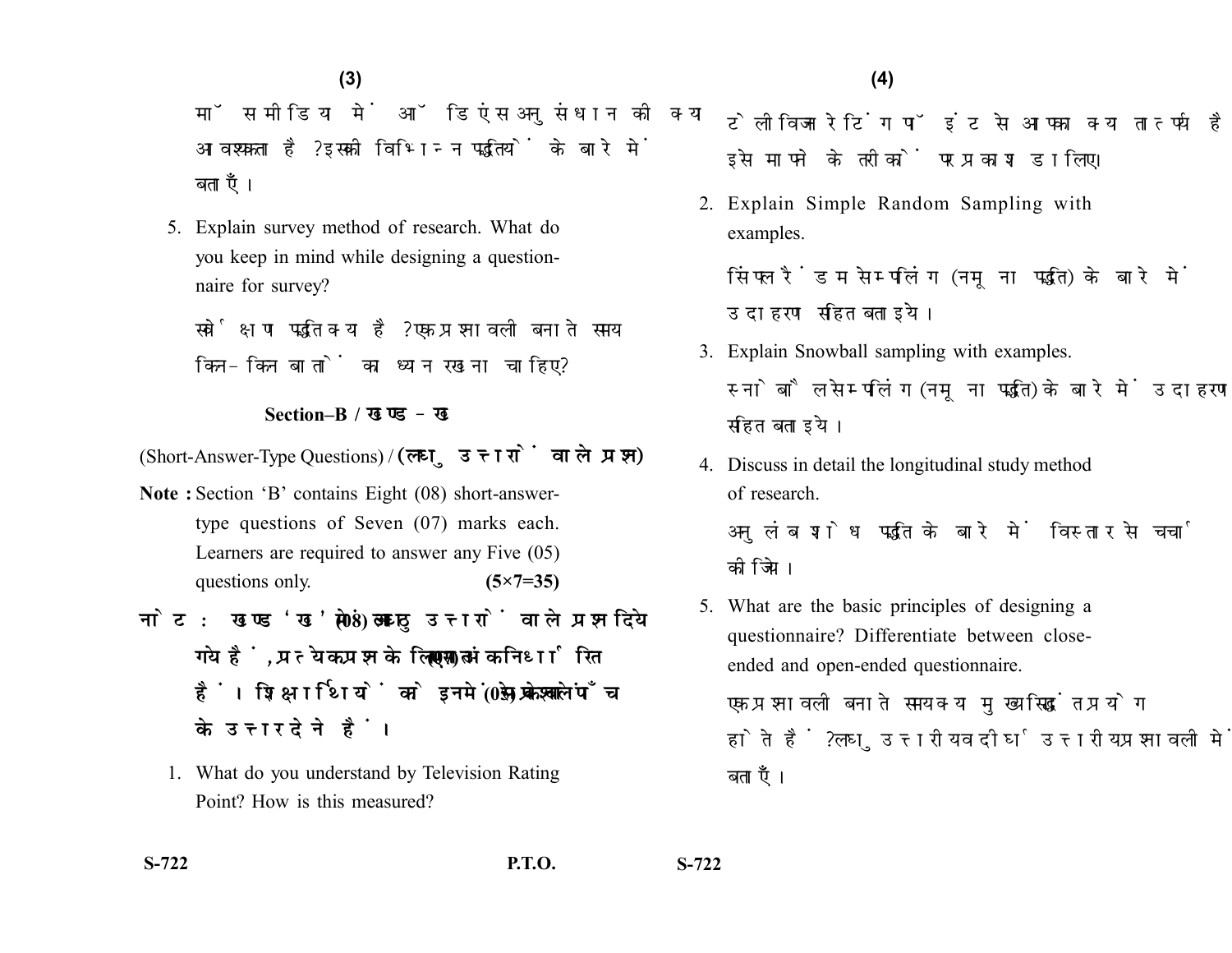मॉस मीडिया में ऑडियंस अनुसंधान की क्या आवश्यकता है? इसकी विभिन्न पद्धतियों के बारे में बताएँ।

5. Explain survey method of research. What do you keep in mind while designing a questionnaire for survey?

सर्वेक्षण पद्धति क्या है? एक प्रश्नावली बनाते समय किन-किन बातों का ध्यान रखना चाहिए?

## Section–B / खण्ड – ख

(Short-Answer-Type Questions) / (लघु उत्तरों वाले प्रश्न)

**Note :** Section 'B' contains Eight (08) short-answer-type questions of Seven (07) marks each. Learners are required to answer any Five (05) questions only. **(5×7=35)**

**नोट :** खण्ड 'ख' में आठ (08) लघु उत्तरों वाले प्रश्न दिये गये हैं, प्रत्येक प्रश्न के लिए सात (07) अंक निर्धारित हैं। शिक्षार्थियों को इनमें से केवल पाँच (05) प्रश्नों के उत्तर देने हैं।

1. What do you understand by Television Rating Point? How is this measured?

टेलीविजन रेटिंग पॉइंट से आपका क्या तात्पर्य है? इसे मापने के तरीकों पर प्रकाश डालिए।

2. Explain Simple Random Sampling with examples.

सिंपल रैंडम सेम्पलिंग (नमूना पद्धति) के बारे में उदाहरण सहित बताइये।

3. Explain Snowball sampling with examples.

स्नोबॉल सेम्पलिंग (नमूना पद्धति) के बारे में उदाहरण सहित बताइये।

4. Discuss in detail the longitudinal study method of research.

अनुलंब शोध पद्धति के बारे में विस्तार से चर्चा कीजिए।

5. What are the basic principles of designing a questionnaire? Differentiate between close-ended and open-ended questionnaire.

एक प्रश्नावली बनाते समय क्या मुख्य सिद्धांत प्रयोग होते हैं? लघु उत्तरीय व दीर्घ उत्तरीय प्रश्नावली में बताएँ।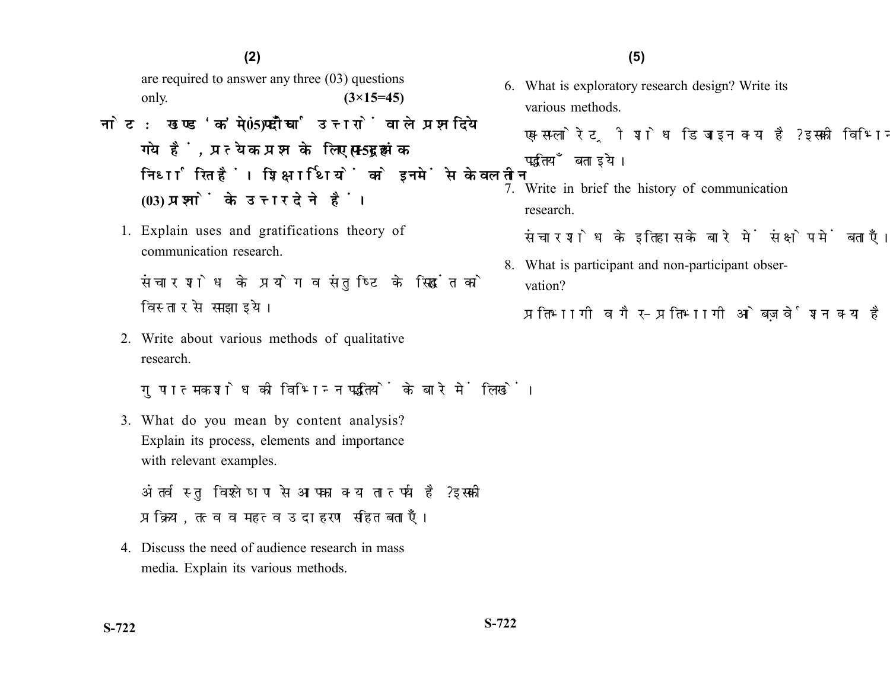are required to answer any three (03) questions only. **(3×15=45)**

**नोट : खण्ड 'क' में पाँच (05) दीर्घ उत्तरों वाले प्रश्न दिये गये हैं, प्रत्येक प्रश्न के लिए पन्द्रह (15) अंक निर्धारित हैं। शिक्षार्थियों को इनमें से केवल तीन (03) प्रश्नों के उत्तर देने हैं।**

1. Explain uses and gratifications theory of communication research.

   संचार शोध के प्रयोग व संतुष्टि के सिद्धांत को विस्तार से समझाइये।

2. Write about various methods of qualitative research.

   गुणात्मक शोध की विभिन्न पद्धतियों के बारे में लिखें।

3. What do you mean by content analysis? Explain its process, elements and importance with relevant examples.

   अंतर्वस्तु विश्लेषण से आपका क्या तात्पर्य है? इसकी प्रक्रिया, तत्व व महत्व उदाहरण सहित बताएँ।

4. Discuss the need of audience research in mass media. Explain its various methods.

6. What is exploratory research design? Write its various methods.

   एक्सप्लोरेट्री शोध डिजाइन क्या है? इसकी विभिन्न पद्धतियाँ बताइये।

7. Write in brief the history of communication research.

   संचार शोध के इतिहास के बारे में संक्षेप में बताएँ।

8. What is participant and non-participant observation?

   प्रतिभागी व गैर-प्रतिभागी ऑब्ज़र्वेशन क्या है